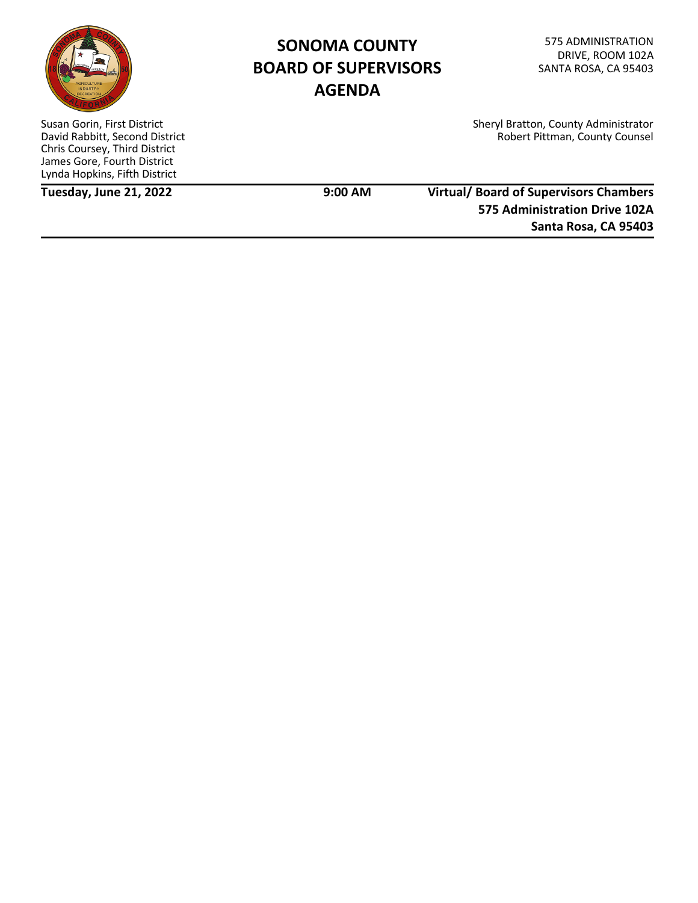# SONOMA COUNTY BOARD OF SUPERVISORS AGENDA

575 ADMINISTRATION DRIVE, ROOM 102A
SANTA ROSA, CA 95403

Susan Gorin, First District
David Rabbitt, Second District
Chris Coursey, Third District
James Gore, Fourth District
Lynda Hopkins, Fifth District

Sheryl Bratton, County Administrator
Robert Pittman, County Counsel

**Tuesday, June 21, 2022** **9:00 AM** **Virtual/ Board of Supervisors Chambers**
**575 Administration Drive 102A**
**Santa Rosa, CA 95403**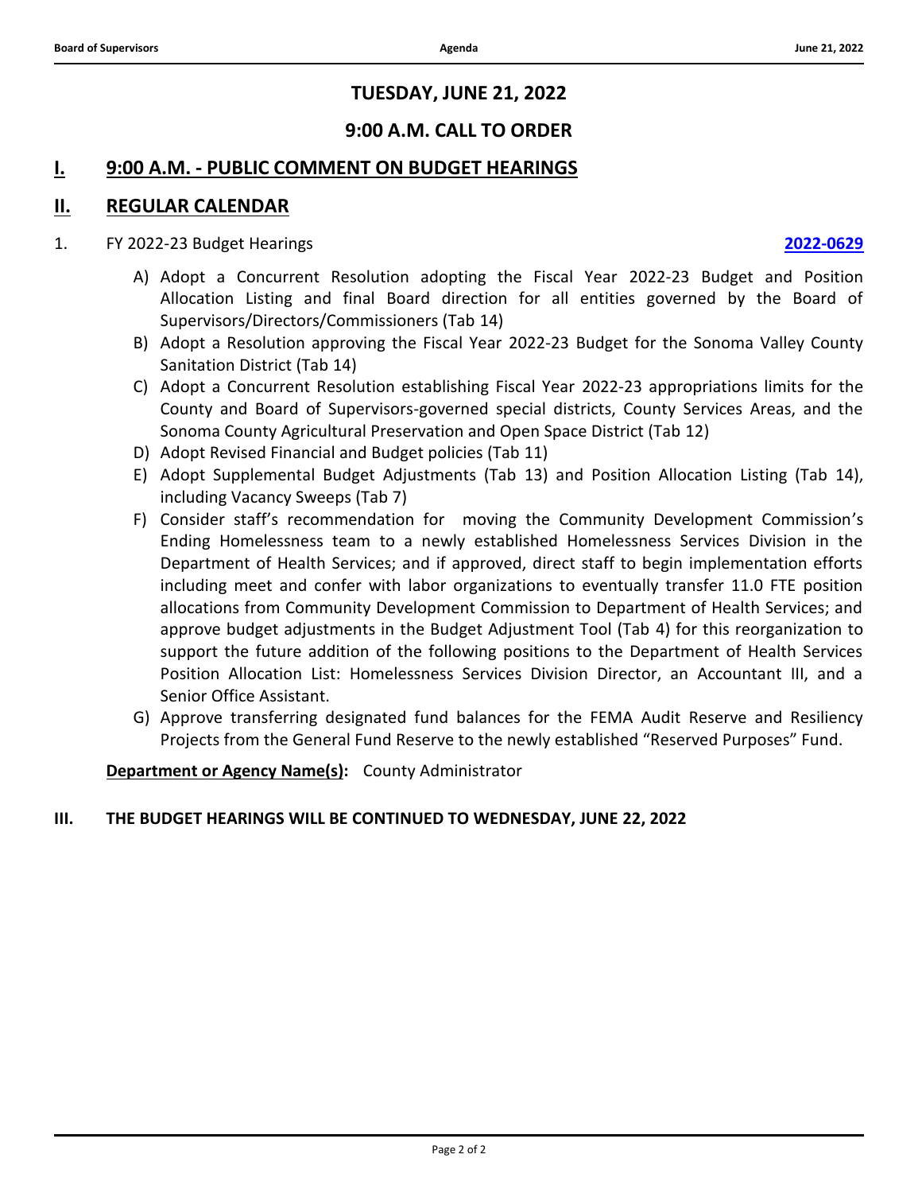## TUESDAY, JUNE 21, 2022

## 9:00 A.M. CALL TO ORDER

## I. 9:00 A.M. - PUBLIC COMMENT ON BUDGET HEARINGS

## II. REGULAR CALENDAR

1. FY 2022-23 Budget Hearings **2022-0629**

   A) Adopt a Concurrent Resolution adopting the Fiscal Year 2022-23 Budget and Position Allocation Listing and final Board direction for all entities governed by the Board of Supervisors/Directors/Commissioners (Tab 14)

   B) Adopt a Resolution approving the Fiscal Year 2022-23 Budget for the Sonoma Valley County Sanitation District (Tab 14)

   C) Adopt a Concurrent Resolution establishing Fiscal Year 2022-23 appropriations limits for the County and Board of Supervisors-governed special districts, County Services Areas, and the Sonoma County Agricultural Preservation and Open Space District (Tab 12)

   D) Adopt Revised Financial and Budget policies (Tab 11)

   E) Adopt Supplemental Budget Adjustments (Tab 13) and Position Allocation Listing (Tab 14), including Vacancy Sweeps (Tab 7)

   F) Consider staff's recommendation for moving the Community Development Commission's Ending Homelessness team to a newly established Homelessness Services Division in the Department of Health Services; and if approved, direct staff to begin implementation efforts including meet and confer with labor organizations to eventually transfer 11.0 FTE position allocations from Community Development Commission to Department of Health Services; and approve budget adjustments in the Budget Adjustment Tool (Tab 4) for this reorganization to support the future addition of the following positions to the Department of Health Services Position Allocation List: Homelessness Services Division Director, an Accountant III, and a Senior Office Assistant.

   G) Approve transferring designated fund balances for the FEMA Audit Reserve and Resiliency Projects from the General Fund Reserve to the newly established "Reserved Purposes" Fund.

   **Department or Agency Name(s):** County Administrator

## III. THE BUDGET HEARINGS WILL BE CONTINUED TO WEDNESDAY, JUNE 22, 2022